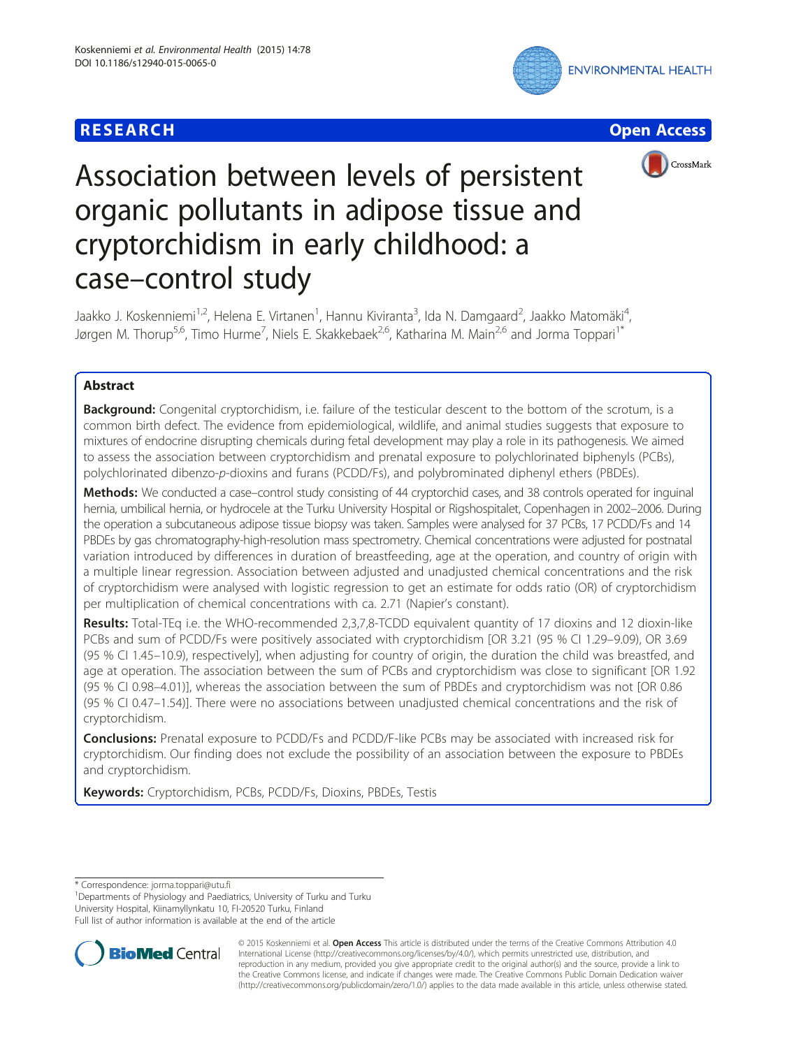RESEARCH Open Access

# Association between levels of persistent organic pollutants in adipose tissue and cryptorchidism in early childhood: a case–control study

Jaakko J. Koskenniemi[1,2], Helena E. Virtanen[1], Hannu Kiviranta[3], Ida N. Damgaard[2], Jaakko Matomäki[4], Jørgen M. Thorup[5,6], Timo Hurme[7], Niels E. Skakkebaek[2,6], Katharina M. Main[2,6] and Jorma Toppari[1*]

## Abstract

**Background:** Congenital cryptorchidism, i.e. failure of the testicular descent to the bottom of the scrotum, is a common birth defect. The evidence from epidemiological, wildlife, and animal studies suggests that exposure to mixtures of endocrine disrupting chemicals during fetal development may play a role in its pathogenesis. We aimed to assess the association between cryptorchidism and prenatal exposure to polychlorinated biphenyls (PCBs), polychlorinated dibenzo-*p*-dioxins and furans (PCDD/Fs), and polybrominated diphenyl ethers (PBDEs).

**Methods:** We conducted a case–control study consisting of 44 cryptorchid cases, and 38 controls operated for inguinal hernia, umbilical hernia, or hydrocele at the Turku University Hospital or Rigshospitalet, Copenhagen in 2002–2006. During the operation a subcutaneous adipose tissue biopsy was taken. Samples were analysed for 37 PCBs, 17 PCDD/Fs and 14 PBDEs by gas chromatography-high-resolution mass spectrometry. Chemical concentrations were adjusted for postnatal variation introduced by differences in duration of breastfeeding, age at the operation, and country of origin with a multiple linear regression. Association between adjusted and unadjusted chemical concentrations and the risk of cryptorchidism were analysed with logistic regression to get an estimate for odds ratio (OR) of cryptorchidism per multiplication of chemical concentrations with ca. 2.71 (Napier's constant).

**Results:** Total-TEq i.e. the WHO-recommended 2,3,7,8-TCDD equivalent quantity of 17 dioxins and 12 dioxin-like PCBs and sum of PCDD/Fs were positively associated with cryptorchidism [OR 3.21 (95 % CI 1.29–9.09), OR 3.69 (95 % CI 1.45–10.9), respectively], when adjusting for country of origin, the duration the child was breastfed, and age at operation. The association between the sum of PCBs and cryptorchidism was close to significant [OR 1.92 (95 % CI 0.98–4.01)], whereas the association between the sum of PBDEs and cryptorchidism was not [OR 0.86 (95 % CI 0.47–1.54)]. There were no associations between unadjusted chemical concentrations and the risk of cryptorchidism.

**Conclusions:** Prenatal exposure to PCDD/Fs and PCDD/F-like PCBs may be associated with increased risk for cryptorchidism. Our finding does not exclude the possibility of an association between the exposure to PBDEs and cryptorchidism.

**Keywords:** Cryptorchidism, PCBs, PCDD/Fs, Dioxins, PBDEs, Testis

\* Correspondence: jorma.toppari@utu.fi
[1]Departments of Physiology and Paediatrics, University of Turku and Turku University Hospital, Kiinamyllynkatu 10, FI-20520 Turku, Finland
Full list of author information is available at the end of the article

© 2015 Koskenniemi et al. **Open Access** This article is distributed under the terms of the Creative Commons Attribution 4.0 International License (http://creativecommons.org/licenses/by/4.0/), which permits unrestricted use, distribution, and reproduction in any medium, provided you give appropriate credit to the original author(s) and the source, provide a link to the Creative Commons license, and indicate if changes were made. The Creative Commons Public Domain Dedication waiver (http://creativecommons.org/publicdomain/zero/1.0/) applies to the data made available in this article, unless otherwise stated.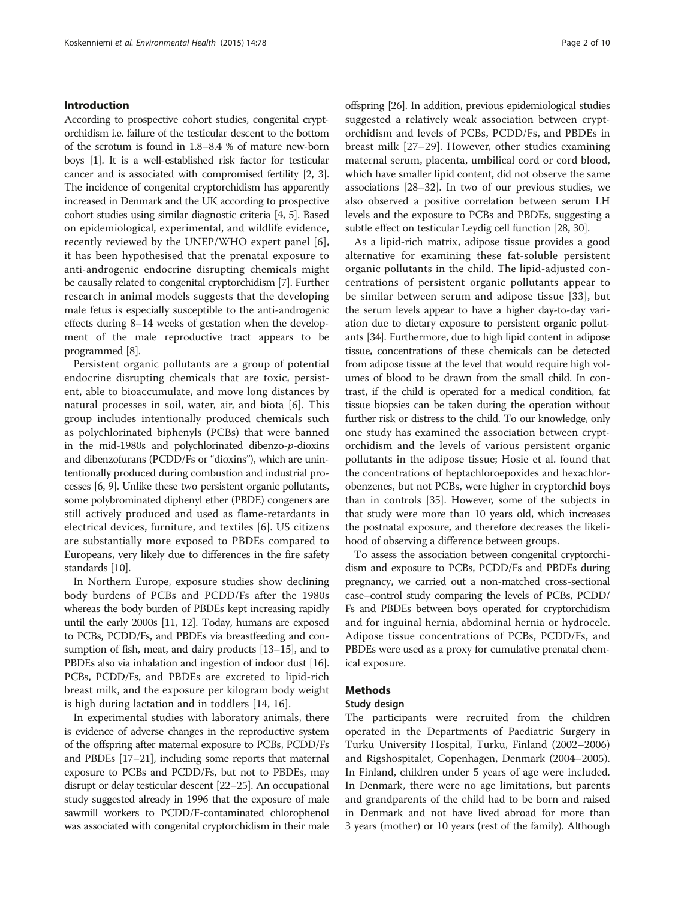## Introduction

According to prospective cohort studies, congenital cryptorchidism i.e. failure of the testicular descent to the bottom of the scrotum is found in 1.8–8.4 % of mature new-born boys [1]. It is a well-established risk factor for testicular cancer and is associated with compromised fertility [2, 3]. The incidence of congenital cryptorchidism has apparently increased in Denmark and the UK according to prospective cohort studies using similar diagnostic criteria [4, 5]. Based on epidemiological, experimental, and wildlife evidence, recently reviewed by the UNEP/WHO expert panel [6], it has been hypothesised that the prenatal exposure to anti-androgenic endocrine disrupting chemicals might be causally related to congenital cryptorchidism [7]. Further research in animal models suggests that the developing male fetus is especially susceptible to the anti-androgenic effects during 8–14 weeks of gestation when the development of the male reproductive tract appears to be programmed [8].

Persistent organic pollutants are a group of potential endocrine disrupting chemicals that are toxic, persistent, able to bioaccumulate, and move long distances by natural processes in soil, water, air, and biota [6]. This group includes intentionally produced chemicals such as polychlorinated biphenyls (PCBs) that were banned in the mid-1980s and polychlorinated dibenzo-*p*-dioxins and dibenzofurans (PCDD/Fs or "dioxins"), which are unintentionally produced during combustion and industrial processes [6, 9]. Unlike these two persistent organic pollutants, some polybrominated diphenyl ether (PBDE) congeners are still actively produced and used as flame-retardants in electrical devices, furniture, and textiles [6]. US citizens are substantially more exposed to PBDEs compared to Europeans, very likely due to differences in the fire safety standards [10].

In Northern Europe, exposure studies show declining body burdens of PCBs and PCDD/Fs after the 1980s whereas the body burden of PBDEs kept increasing rapidly until the early 2000s [11, 12]. Today, humans are exposed to PCBs, PCDD/Fs, and PBDEs via breastfeeding and consumption of fish, meat, and dairy products [13–15], and to PBDEs also via inhalation and ingestion of indoor dust [16]. PCBs, PCDD/Fs, and PBDEs are excreted to lipid-rich breast milk, and the exposure per kilogram body weight is high during lactation and in toddlers [14, 16].

In experimental studies with laboratory animals, there is evidence of adverse changes in the reproductive system of the offspring after maternal exposure to PCBs, PCDD/Fs and PBDEs [17–21], including some reports that maternal exposure to PCBs and PCDD/Fs, but not to PBDEs, may disrupt or delay testicular descent [22–25]. An occupational study suggested already in 1996 that the exposure of male sawmill workers to PCDD/F-contaminated chlorophenol was associated with congenital cryptorchidism in their male offspring [26]. In addition, previous epidemiological studies suggested a relatively weak association between cryptorchidism and levels of PCBs, PCDD/Fs, and PBDEs in breast milk [27–29]. However, other studies examining maternal serum, placenta, umbilical cord or cord blood, which have smaller lipid content, did not observe the same associations [28–32]. In two of our previous studies, we also observed a positive correlation between serum LH levels and the exposure to PCBs and PBDEs, suggesting a subtle effect on testicular Leydig cell function [28, 30].

As a lipid-rich matrix, adipose tissue provides a good alternative for examining these fat-soluble persistent organic pollutants in the child. The lipid-adjusted concentrations of persistent organic pollutants appear to be similar between serum and adipose tissue [33], but the serum levels appear to have a higher day-to-day variation due to dietary exposure to persistent organic pollutants [34]. Furthermore, due to high lipid content in adipose tissue, concentrations of these chemicals can be detected from adipose tissue at the level that would require high volumes of blood to be drawn from the small child. In contrast, if the child is operated for a medical condition, fat tissue biopsies can be taken during the operation without further risk or distress to the child. To our knowledge, only one study has examined the association between cryptorchidism and the levels of various persistent organic pollutants in the adipose tissue; Hosie et al. found that the concentrations of heptachloroepoxides and hexachlorobenzenes, but not PCBs, were higher in cryptorchid boys than in controls [35]. However, some of the subjects in that study were more than 10 years old, which increases the postnatal exposure, and therefore decreases the likelihood of observing a difference between groups.

To assess the association between congenital cryptorchidism and exposure to PCBs, PCDD/Fs and PBDEs during pregnancy, we carried out a non-matched cross-sectional case–control study comparing the levels of PCBs, PCDD/Fs and PBDEs between boys operated for cryptorchidism and for inguinal hernia, abdominal hernia or hydrocele. Adipose tissue concentrations of PCBs, PCDD/Fs, and PBDEs were used as a proxy for cumulative prenatal chemical exposure.

## Methods

### Study design

The participants were recruited from the children operated in the Departments of Paediatric Surgery in Turku University Hospital, Turku, Finland (2002–2006) and Rigshospitalet, Copenhagen, Denmark (2004–2005). In Finland, children under 5 years of age were included. In Denmark, there were no age limitations, but parents and grandparents of the child had to be born and raised in Denmark and not have lived abroad for more than 3 years (mother) or 10 years (rest of the family). Although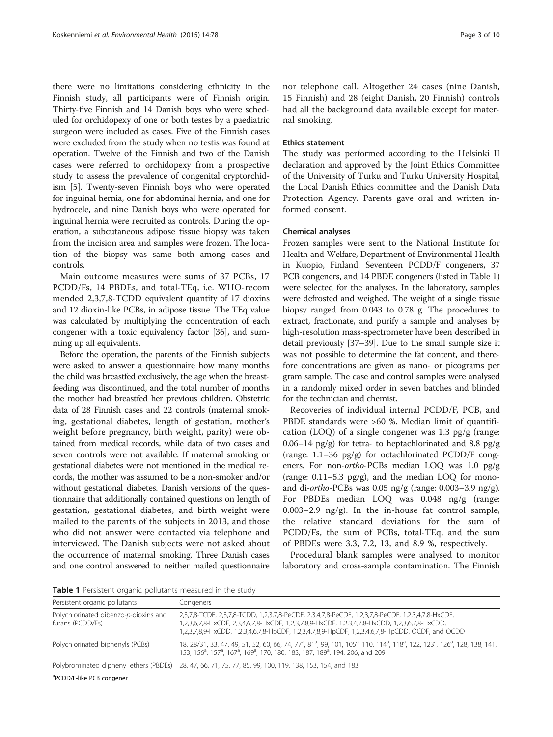there were no limitations considering ethnicity in the Finnish study, all participants were of Finnish origin. Thirty-five Finnish and 14 Danish boys who were scheduled for orchidopexy of one or both testes by a paediatric surgeon were included as cases. Five of the Finnish cases were excluded from the study when no testis was found at operation. Twelve of the Finnish and two of the Danish cases were referred to orchidopexy from a prospective study to assess the prevalence of congenital cryptorchidism [5]. Twenty-seven Finnish boys who were operated for inguinal hernia, one for abdominal hernia, and one for hydrocele, and nine Danish boys who were operated for inguinal hernia were recruited as controls. During the operation, a subcutaneous adipose tissue biopsy was taken from the incision area and samples were frozen. The location of the biopsy was same both among cases and controls.

Main outcome measures were sums of 37 PCBs, 17 PCDD/Fs, 14 PBDEs, and total-TEq, i.e. WHO-recommended 2,3,7,8-TCDD equivalent quantity of 17 dioxins and 12 dioxin-like PCBs, in adipose tissue. The TEq value was calculated by multiplying the concentration of each congener with a toxic equivalency factor [36], and summing up all equivalents.

Before the operation, the parents of the Finnish subjects were asked to answer a questionnaire how many months the child was breastfed exclusively, the age when the breastfeeding was discontinued, and the total number of months the mother had breastfed her previous children. Obstetric data of 28 Finnish cases and 22 controls (maternal smoking, gestational diabetes, length of gestation, mother's weight before pregnancy, birth weight, parity) were obtained from medical records, while data of two cases and seven controls were not available. If maternal smoking or gestational diabetes were not mentioned in the medical records, the mother was assumed to be a non-smoker and/or without gestational diabetes. Danish versions of the questionnaire that additionally contained questions on length of gestation, gestational diabetes, and birth weight were mailed to the parents of the subjects in 2013, and those who did not answer were contacted via telephone and interviewed. The Danish subjects were not asked about the occurrence of maternal smoking. Three Danish cases and one control answered to neither mailed questionnaire nor telephone call. Altogether 24 cases (nine Danish, 15 Finnish) and 28 (eight Danish, 20 Finnish) controls had all the background data available except for maternal smoking.

## Ethics statement

The study was performed according to the Helsinki II declaration and approved by the Joint Ethics Committee of the University of Turku and Turku University Hospital, the Local Danish Ethics committee and the Danish Data Protection Agency. Parents gave oral and written informed consent.

## Chemical analyses

Frozen samples were sent to the National Institute for Health and Welfare, Department of Environmental Health in Kuopio, Finland. Seventeen PCDD/F congeners, 37 PCB congeners, and 14 PBDE congeners (listed in Table 1) were selected for the analyses. In the laboratory, samples were defrosted and weighed. The weight of a single tissue biopsy ranged from 0.043 to 0.78 g. The procedures to extract, fractionate, and purify a sample and analyses by high-resolution mass-spectrometer have been described in detail previously [37–39]. Due to the small sample size it was not possible to determine the fat content, and therefore concentrations are given as nano- or picograms per gram sample. The case and control samples were analysed in a randomly mixed order in seven batches and blinded for the technician and chemist.

Recoveries of individual internal PCDD/F, PCB, and PBDE standards were >60 %. Median limit of quantification (LOQ) of a single congener was 1.3 pg/g (range: 0.06–14 pg/g) for tetra- to heptachlorinated and 8.8 pg/g (range: 1.1–36 pg/g) for octachlorinated PCDD/F congeners. For non-*ortho*-PCBs median LOQ was 1.0 pg/g (range: 0.11–5.3 pg/g), and the median LOQ for mono- and di-*ortho*-PCBs was 0.05 ng/g (range: 0.003–3.9 ng/g). For PBDEs median LOQ was 0.048 ng/g (range: 0.003–2.9 ng/g). In the in-house fat control sample, the relative standard deviations for the sum of PCDD/Fs, the sum of PCBs, total-TEq, and the sum of PBDEs were 3.3, 7.2, 13, and 8.9 %, respectively.

Procedural blank samples were analysed to monitor laboratory and cross-sample contamination. The Finnish

**Table 1** Persistent organic pollutants measured in the study

| Persistent organic pollutants | Congeners |
|---|---|
| Polychlorinated dibenzo-*p*-dioxins and furans (PCDD/Fs) | 2,3,7,8-TCDF, 2,3,7,8-TCDD, 1,2,3,7,8-PeCDF, 2,3,4,7,8-PeCDF, 1,2,3,7,8-PeCDF, 1,2,3,4,7,8-HxCDF, 1,2,3,6,7,8-HxCDF, 2,3,4,6,7,8-HxCDF, 1,2,3,7,8,9-HxCDF, 1,2,3,4,7,8-HxCDD, 1,2,3,6,7,8-HxCDD, 1,2,3,7,8,9-HxCDD, 1,2,3,4,6,7,8-HpCDF, 1,2,3,4,7,8,9-HpCDF, 1,2,3,4,6,7,8-HpCDD, OCDF, and OCDD |
| Polychlorinated biphenyls (PCBs) | 18, 28/31, 33, 47, 49, 51, 52, 60, 66, 74, 77[a], 81[a], 99, 101, 105[a], 110, 114[a], 118[a], 122, 123[a], 126[a], 128, 138, 141, 153, 156[a], 157[a], 167[a], 169[a], 170, 180, 183, 187, 189[a], 194, 206, and 209 |
| Polybrominated diphenyl ethers (PBDEs) | 28, 47, 66, 71, 75, 77, 85, 99, 100, 119, 138, 153, 154, and 183 |

[a]PCDD/F-like PCB congener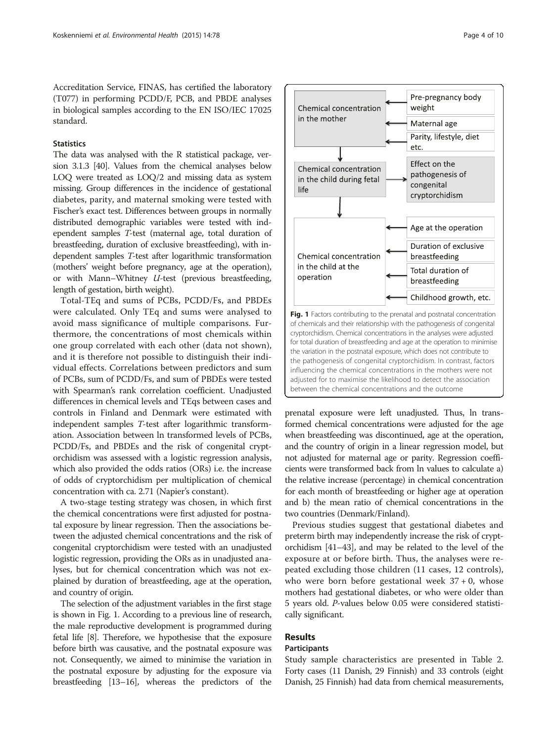Accreditation Service, FINAS, has certified the laboratory (T077) in performing PCDD/F, PCB, and PBDE analyses in biological samples according to the EN ISO/IEC 17025 standard.

### Statistics

The data was analysed with the R statistical package, version 3.1.3 [40]. Values from the chemical analyses below LOQ were treated as LOQ/2 and missing data as system missing. Group differences in the incidence of gestational diabetes, parity, and maternal smoking were tested with Fischer's exact test. Differences between groups in normally distributed demographic variables were tested with independent samples *T*-test (maternal age, total duration of breastfeeding, duration of exclusive breastfeeding), with independent samples *T*-test after logarithmic transformation (mothers' weight before pregnancy, age at the operation), or with Mann–Whitney *U*-test (previous breastfeeding, length of gestation, birth weight).

Total-TEq and sums of PCBs, PCDD/Fs, and PBDEs were calculated. Only TEq and sums were analysed to avoid mass significance of multiple comparisons. Furthermore, the concentrations of most chemicals within one group correlated with each other (data not shown), and it is therefore not possible to distinguish their individual effects. Correlations between predictors and sum of PCBs, sum of PCDD/Fs, and sum of PBDEs were tested with Spearman's rank correlation coefficient. Unadjusted differences in chemical levels and TEqs between cases and controls in Finland and Denmark were estimated with independent samples *T*-test after logarithmic transformation. Association between ln transformed levels of PCBs, PCDD/Fs, and PBDEs and the risk of congenital cryptorchidism was assessed with a logistic regression analysis, which also provided the odds ratios (ORs) i.e. the increase of odds of cryptorchidism per multiplication of chemical concentration with ca. 2.71 (Napier's constant).

A two-stage testing strategy was chosen, in which first the chemical concentrations were first adjusted for postnatal exposure by linear regression. Then the associations between the adjusted chemical concentrations and the risk of congenital cryptorchidism were tested with an unadjusted logistic regression, providing the ORs as in unadjusted analyses, but for chemical concentration which was not explained by duration of breastfeeding, age at the operation, and country of origin.

The selection of the adjustment variables in the first stage is shown in Fig. 1. According to a previous line of research, the male reproductive development is programmed during fetal life [8]. Therefore, we hypothesise that the exposure before birth was causative, and the postnatal exposure was not. Consequently, we aimed to minimise the variation in the postnatal exposure by adjusting for the exposure via breastfeeding [13–16], whereas the predictors of the prenatal exposure were left unadjusted. Thus, ln transformed chemical concentrations were adjusted for the age when breastfeeding was discontinued, age at the operation, and the country of origin in a linear regression model, but not adjusted for maternal age or parity. Regression coefficients were transformed back from ln values to calculate a) the relative increase (percentage) in chemical concentration for each month of breastfeeding or higher age at operation and b) the mean ratio of chemical concentrations in the two countries (Denmark/Finland).

Chemical concentration in the mother
Pre-pregnancy body weight
Maternal age
Parity, lifestyle, diet etc.
Chemical concentration in the child during fetal life
Effect on the pathogenesis of congenital cryptorchidism
Chemical concentration in the child at the operation
Age at the operation
Duration of exclusive breastfeeding
Total duration of breastfeeding
Childhood growth, etc.

**Fig. 1** Factors contributing to the prenatal and postnatal concentration of chemicals and their relationship with the pathogenesis of congenital cryptorchidism. Chemical concentrations in the analyses were adjusted for total duration of breastfeeding and age at the operation to minimise the variation in the postnatal exposure, which does not contribute to the pathogenesis of congenital cryptorchidism. In contrast, factors influencing the chemical concentrations in the mothers were not adjusted for to maximise the likelihood to detect the association between the chemical concentrations and the outcome

Previous studies suggest that gestational diabetes and preterm birth may independently increase the risk of cryptorchidism [41–43], and may be related to the level of the exposure at or before birth. Thus, the analyses were repeated excluding those children (11 cases, 12 controls), who were born before gestational week 37 + 0, whose mothers had gestational diabetes, or who were older than 5 years old. *P*-values below 0.05 were considered statistically significant.

## Results

### Participants

Study sample characteristics are presented in Table 2. Forty cases (11 Danish, 29 Finnish) and 33 controls (eight Danish, 25 Finnish) had data from chemical measurements,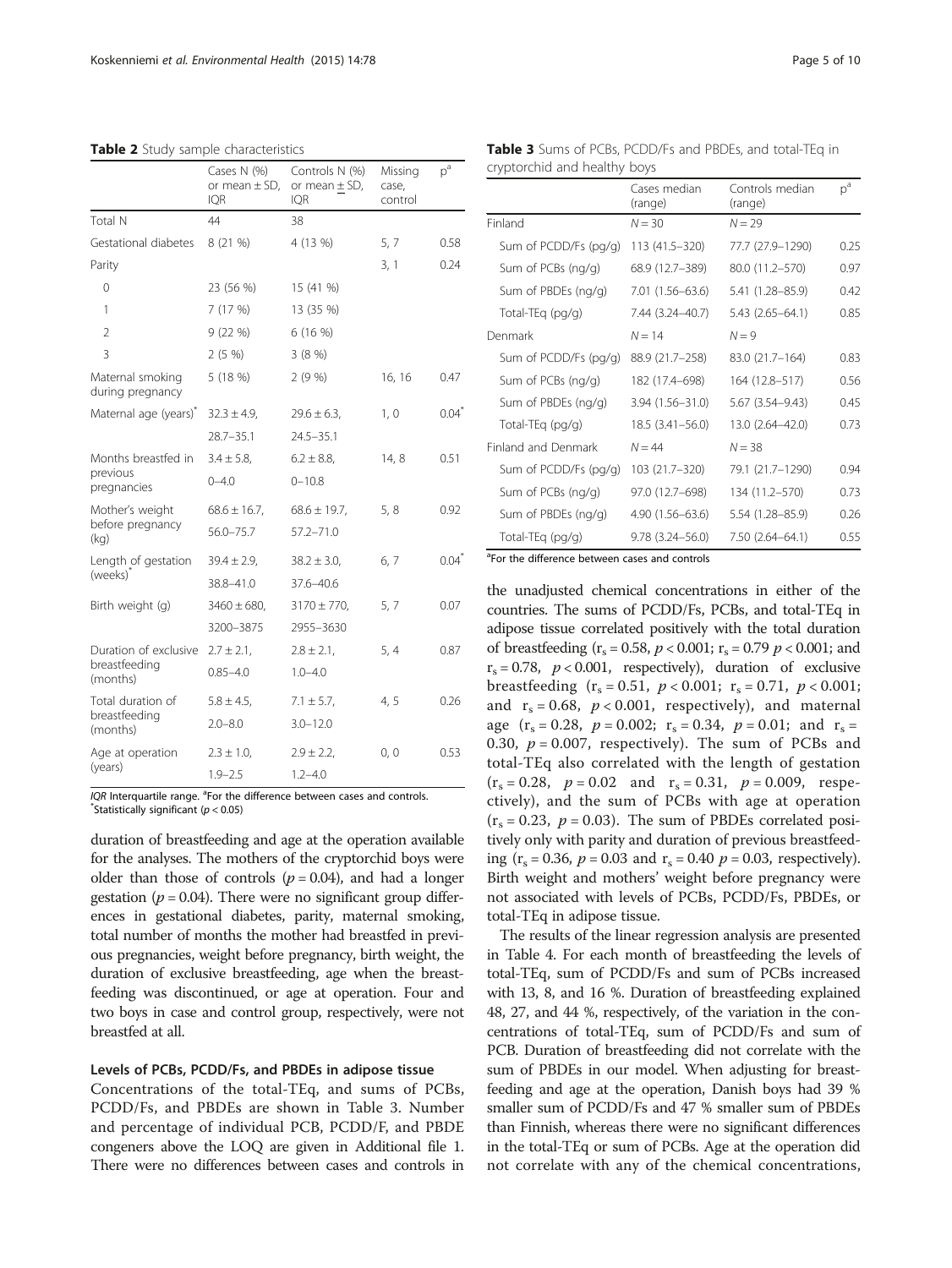**Table 2** Study sample characteristics

| | Cases N (%) or mean ± SD, IQR | Controls N (%) or mean ± SD, IQR | Missing case, control | p[a] |
|---|---|---|---|---|
| Total N | 44 | 38 | | |
| Gestational diabetes | 8 (21 %) | 4 (13 %) | 5, 7 | 0.58 |
| Parity | | | 3, 1 | 0.24 |
| 0 | 23 (56 %) | 15 (41 %) | | |
| 1 | 7 (17 %) | 13 (35 %) | | |
| 2 | 9 (22 %) | 6 (16 %) | | |
| 3 | 2 (5 %) | 3 (8 %) | | |
| Maternal smoking during pregnancy | 5 (18 %) | 2 (9 %) | 16, 16 | 0.47 |
| Maternal age (years)* | 32.3 ± 4.9, 28.7–35.1 | 29.6 ± 6.3, 24.5–35.1 | 1, 0 | 0.04* |
| Months breastfed in previous pregnancies | 3.4 ± 5.8, 0–4.0 | 6.2 ± 8.8, 0–10.8 | 14, 8 | 0.51 |
| Mother's weight before pregnancy (kg) | 68.6 ± 16.7, 56.0–75.7 | 68.6 ± 19.7, 57.2–71.0 | 5, 8 | 0.92 |
| Length of gestation (weeks)* | 39.4 ± 2.9, 38.8–41.0 | 38.2 ± 3.0, 37.6–40.6 | 6, 7 | 0.04* |
| Birth weight (g) | 3460 ± 680, 3200–3875 | 3170 ± 770, 2955–3630 | 5, 7 | 0.07 |
| Duration of exclusive breastfeeding (months) | 2.7 ± 2.1, 0.85–4.0 | 2.8 ± 2.1, 1.0–4.0 | 5, 4 | 0.87 |
| Total duration of breastfeeding (months) | 5.8 ± 4.5, 2.0–8.0 | 7.1 ± 5.7, 3.0–12.0 | 4, 5 | 0.26 |
| Age at operation (years) | 2.3 ± 1.0, 1.9–2.5 | 2.9 ± 2.2, 1.2–4.0 | 0, 0 | 0.53 |

*IQR* Interquartile range. [a]For the difference between cases and controls.
*Statistically significant ($p < 0.05$)

duration of breastfeeding and age at the operation available for the analyses. The mothers of the cryptorchid boys were older than those of controls ($p = 0.04$), and had a longer gestation ($p = 0.04$). There were no significant group differences in gestational diabetes, parity, maternal smoking, total number of months the mother had breastfed in previous pregnancies, weight before pregnancy, birth weight, the duration of exclusive breastfeeding, age when the breastfeeding was discontinued, or age at operation. Four and two boys in case and control group, respectively, were not breastfed at all.

### Levels of PCBs, PCDD/Fs, and PBDEs in adipose tissue

Concentrations of the total-TEq, and sums of PCBs, PCDD/Fs, and PBDEs are shown in Table 3. Number and percentage of individual PCB, PCDD/F, and PBDE congeners above the LOQ are given in Additional file 1. There were no differences between cases and controls in the unadjusted chemical concentrations in either of the countries. The sums of PCDD/Fs, PCBs, and total-TEq in adipose tissue correlated positively with the total duration of breastfeeding ($r_s = 0.58$, $p < 0.001$; $r_s = 0.79$ $p < 0.001$; and $r_s = 0.78$, $p < 0.001$, respectively), duration of exclusive breastfeeding ($r_s = 0.51$, $p < 0.001$; $r_s = 0.71$, $p < 0.001$; and $r_s = 0.68$, $p < 0.001$, respectively), and maternal age ($r_s = 0.28$, $p = 0.002$; $r_s = 0.34$, $p = 0.01$; and $r_s = 0.30$, $p = 0.007$, respectively). The sum of PCBs and total-TEq also correlated with the length of gestation ($r_s = 0.28$, $p = 0.02$ and $r_s = 0.31$, $p = 0.009$, respectively), and the sum of PCBs with age at operation ($r_s = 0.23$, $p = 0.03$). The sum of PBDEs correlated positively only with parity and duration of previous breastfeeding ($r_s = 0.36$, $p = 0.03$ and $r_s = 0.40$ $p = 0.03$, respectively). Birth weight and mothers' weight before pregnancy were not associated with levels of PCBs, PCDD/Fs, PBDEs, or total-TEq in adipose tissue.

The results of the linear regression analysis are presented in Table 4. For each month of breastfeeding the levels of total-TEq, sum of PCDD/Fs and sum of PCBs increased with 13, 8, and 16 %. Duration of breastfeeding explained 48, 27, and 44 %, respectively, of the variation in the concentrations of total-TEq, sum of PCDD/Fs and sum of PCB. Duration of breastfeeding did not correlate with the sum of PBDEs in our model. When adjusting for breastfeeding and age at the operation, Danish boys had 39 % smaller sum of PCDD/Fs and 47 % smaller sum of PBDEs than Finnish, whereas there were no significant differences in the total-TEq or sum of PCBs. Age at the operation did not correlate with any of the chemical concentrations,

**Table 3** Sums of PCBs, PCDD/Fs and PBDEs, and total-TEq in cryptorchid and healthy boys

| | Cases median (range) | Controls median (range) | p[a] |
|---|---|---|---|
| Finland | $N = 30$ | $N = 29$ | |
| Sum of PCDD/Fs (pg/g) | 113 (41.5–320) | 77.7 (27.9–1290) | 0.25 |
| Sum of PCBs (ng/g) | 68.9 (12.7–389) | 80.0 (11.2–570) | 0.97 |
| Sum of PBDEs (ng/g) | 7.01 (1.56–63.6) | 5.41 (1.28–85.9) | 0.42 |
| Total-TEq (pg/g) | 7.44 (3.24–40.7) | 5.43 (2.65–64.1) | 0.85 |
| Denmark | $N = 14$ | $N = 9$ | |
| Sum of PCDD/Fs (pg/g) | 88.9 (21.7–258) | 83.0 (21.7–164) | 0.83 |
| Sum of PCBs (ng/g) | 182 (17.4–698) | 164 (12.8–517) | 0.56 |
| Sum of PBDEs (ng/g) | 3.94 (1.56–31.0) | 5.67 (3.54–9.43) | 0.45 |
| Total-TEq (pg/g) | 18.5 (3.41–56.0) | 13.0 (2.64–42.0) | 0.73 |
| Finland and Denmark | $N = 44$ | $N = 38$ | |
| Sum of PCDD/Fs (pg/g) | 103 (21.7–320) | 79.1 (21.7–1290) | 0.94 |
| Sum of PCBs (ng/g) | 97.0 (12.7–698) | 134 (11.2–570) | 0.73 |
| Sum of PBDEs (ng/g) | 4.90 (1.56–63.6) | 5.54 (1.28–85.9) | 0.26 |
| Total-TEq (pg/g) | 9.78 (3.24–56.0) | 7.50 (2.64–64.1) | 0.55 |

[a]For the difference between cases and controls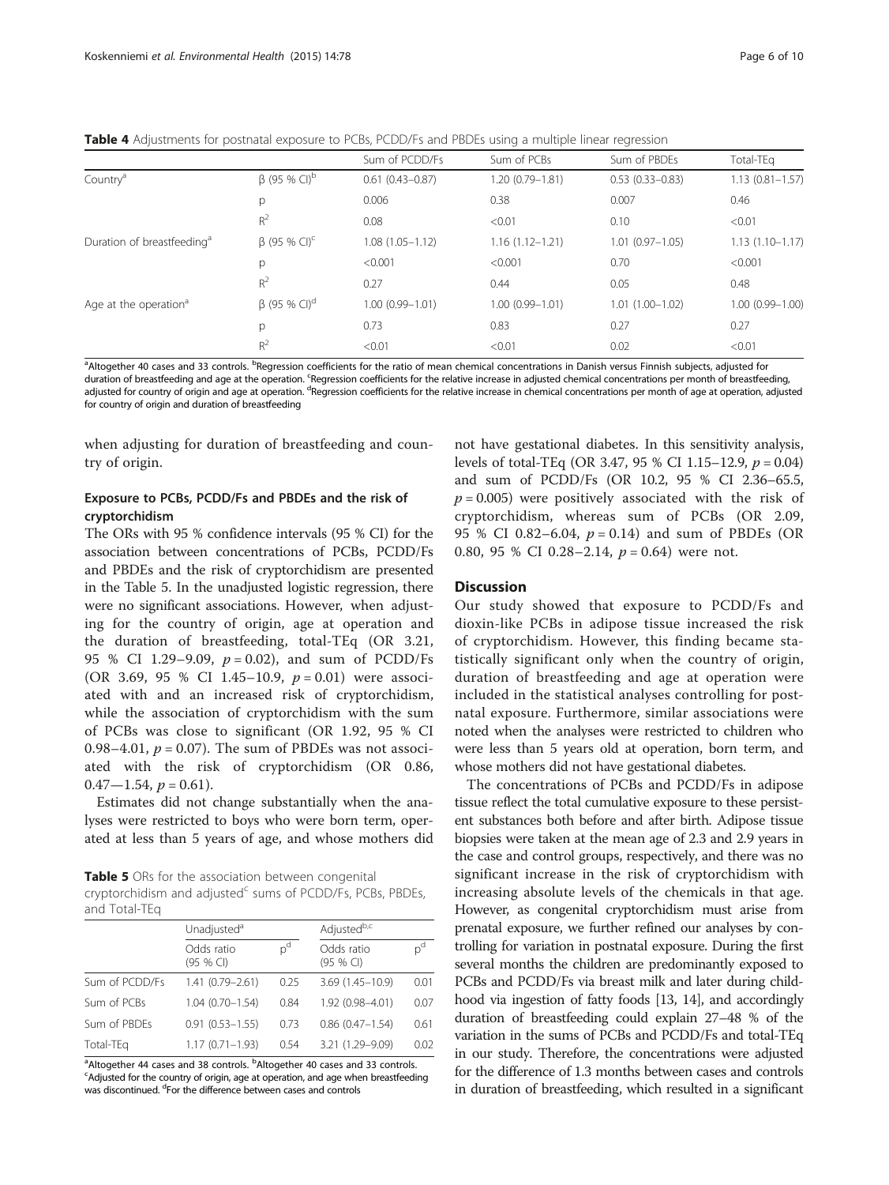**Table 4** Adjustments for postnatal exposure to PCBs, PCDD/Fs and PBDEs using a multiple linear regression

| | | Sum of PCDD/Fs | Sum of PCBs | Sum of PBDEs | Total-TEq |
|---|---|---|---|---|---|
| Country[a] | β (95 % CI)[b] | 0.61 (0.43–0.87) | 1.20 (0.79–1.81) | 0.53 (0.33–0.83) | 1.13 (0.81–1.57) |
| | p | 0.006 | 0.38 | 0.007 | 0.46 |
| | $R^2$ | 0.08 | <0.01 | 0.10 | <0.01 |
| Duration of breastfeeding[a] | β (95 % CI)[c] | 1.08 (1.05–1.12) | 1.16 (1.12–1.21) | 1.01 (0.97–1.05) | 1.13 (1.10–1.17) |
| | p | <0.001 | <0.001 | 0.70 | <0.001 |
| | $R^2$ | 0.27 | 0.44 | 0.05 | 0.48 |
| Age at the operation[a] | β (95 % CI)[d] | 1.00 (0.99–1.01) | 1.00 (0.99–1.01) | 1.01 (1.00–1.02) | 1.00 (0.99–1.00) |
| | p | 0.73 | 0.83 | 0.27 | 0.27 |
| | $R^2$ | <0.01 | <0.01 | 0.02 | <0.01 |

[a]Altogether 40 cases and 33 controls. [b]Regression coefficients for the ratio of mean chemical concentrations in Danish versus Finnish subjects, adjusted for duration of breastfeeding and age at the operation. [c]Regression coefficients for the relative increase in adjusted chemical concentrations per month of breastfeeding, adjusted for country of origin and age at operation. [d]Regression coefficients for the relative increase in chemical concentrations per month of age at operation, adjusted for country of origin and duration of breastfeeding

when adjusting for duration of breastfeeding and country of origin.

### Exposure to PCBs, PCDD/Fs and PBDEs and the risk of cryptorchidism

The ORs with 95 % confidence intervals (95 % CI) for the association between concentrations of PCBs, PCDD/Fs and PBDEs and the risk of cryptorchidism are presented in the Table 5. In the unadjusted logistic regression, there were no significant associations. However, when adjusting for the country of origin, age at operation and the duration of breastfeeding, total-TEq (OR 3.21, 95 % CI 1.29–9.09, $p = 0.02$), and sum of PCDD/Fs (OR 3.69, 95 % CI 1.45–10.9, $p = 0.01$) were associated with and an increased risk of cryptorchidism, while the association of cryptorchidism with the sum of PCBs was close to significant (OR 1.92, 95 % CI 0.98–4.01, $p = 0.07$). The sum of PBDEs was not associated with the risk of cryptorchidism (OR 0.86, 0.47—1.54, $p = 0.61$).

Estimates did not change substantially when the analyses were restricted to boys who were born term, operated at less than 5 years of age, and whose mothers did not have gestational diabetes. In this sensitivity analysis, levels of total-TEq (OR 3.47, 95 % CI 1.15–12.9, $p = 0.04$) and sum of PCDD/Fs (OR 10.2, 95 % CI 2.36–65.5, $p = 0.005$) were positively associated with the risk of cryptorchidism, whereas sum of PCBs (OR 2.09, 95 % CI 0.82–6.04, $p = 0.14$) and sum of PBDEs (OR 0.80, 95 % CI 0.28–2.14, $p = 0.64$) were not.

**Table 5** ORs for the association between congenital cryptorchidism and adjusted[c] sums of PCDD/Fs, PCBs, PBDEs, and Total-TEq

| | Unadjusted[a] | | Adjusted[b,c] | |
|---|---|---|---|---|
| | Odds ratio (95 % CI) | p[d] | Odds ratio (95 % CI) | p[d] |
| Sum of PCDD/Fs | 1.41 (0.79–2.61) | 0.25 | 3.69 (1.45–10.9) | 0.01 |
| Sum of PCBs | 1.04 (0.70–1.54) | 0.84 | 1.92 (0.98–4.01) | 0.07 |
| Sum of PBDEs | 0.91 (0.53–1.55) | 0.73 | 0.86 (0.47–1.54) | 0.61 |
| Total-TEq | 1.17 (0.71–1.93) | 0.54 | 3.21 (1.29–9.09) | 0.02 |

[a]Altogether 44 cases and 38 controls. [b]Altogether 40 cases and 33 controls. [c]Adjusted for the country of origin, age at operation, and age when breastfeeding was discontinued. [d]For the difference between cases and controls

## Discussion

Our study showed that exposure to PCDD/Fs and dioxin-like PCBs in adipose tissue increased the risk of cryptorchidism. However, this finding became statistically significant only when the country of origin, duration of breastfeeding and age at operation were included in the statistical analyses controlling for postnatal exposure. Furthermore, similar associations were noted when the analyses were restricted to children who were less than 5 years old at operation, born term, and whose mothers did not have gestational diabetes.

The concentrations of PCBs and PCDD/Fs in adipose tissue reflect the total cumulative exposure to these persistent substances both before and after birth. Adipose tissue biopsies were taken at the mean age of 2.3 and 2.9 years in the case and control groups, respectively, and there was no significant increase in the risk of cryptorchidism with increasing absolute levels of the chemicals in that age. However, as congenital cryptorchidism must arise from prenatal exposure, we further refined our analyses by controlling for variation in postnatal exposure. During the first several months the children are predominantly exposed to PCBs and PCDD/Fs via breast milk and later during childhood via ingestion of fatty foods [13, 14], and accordingly duration of breastfeeding could explain 27–48 % of the variation in the sums of PCBs and PCDD/Fs and total-TEq in our study. Therefore, the concentrations were adjusted for the difference of 1.3 months between cases and controls in duration of breastfeeding, which resulted in a significant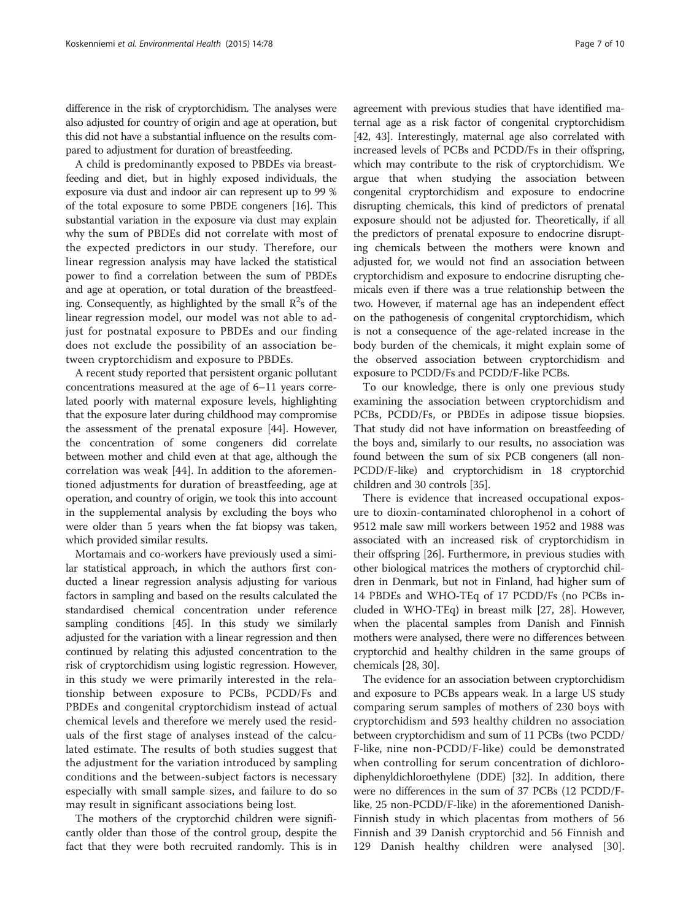difference in the risk of cryptorchidism. The analyses were also adjusted for country of origin and age at operation, but this did not have a substantial influence on the results compared to adjustment for duration of breastfeeding.

A child is predominantly exposed to PBDEs via breastfeeding and diet, but in highly exposed individuals, the exposure via dust and indoor air can represent up to 99 % of the total exposure to some PBDE congeners [16]. This substantial variation in the exposure via dust may explain why the sum of PBDEs did not correlate with most of the expected predictors in our study. Therefore, our linear regression analysis may have lacked the statistical power to find a correlation between the sum of PBDEs and age at operation, or total duration of the breastfeeding. Consequently, as highlighted by the small $R^2$s of the linear regression model, our model was not able to adjust for postnatal exposure to PBDEs and our finding does not exclude the possibility of an association between cryptorchidism and exposure to PBDEs.

A recent study reported that persistent organic pollutant concentrations measured at the age of 6–11 years correlated poorly with maternal exposure levels, highlighting that the exposure later during childhood may compromise the assessment of the prenatal exposure [44]. However, the concentration of some congeners did correlate between mother and child even at that age, although the correlation was weak [44]. In addition to the aforementioned adjustments for duration of breastfeeding, age at operation, and country of origin, we took this into account in the supplemental analysis by excluding the boys who were older than 5 years when the fat biopsy was taken, which provided similar results.

Mortamais and co-workers have previously used a similar statistical approach, in which the authors first conducted a linear regression analysis adjusting for various factors in sampling and based on the results calculated the standardised chemical concentration under reference sampling conditions [45]. In this study we similarly adjusted for the variation with a linear regression and then continued by relating this adjusted concentration to the risk of cryptorchidism using logistic regression. However, in this study we were primarily interested in the relationship between exposure to PCBs, PCDD/Fs and PBDEs and congenital cryptorchidism instead of actual chemical levels and therefore we merely used the residuals of the first stage of analyses instead of the calculated estimate. The results of both studies suggest that the adjustment for the variation introduced by sampling conditions and the between-subject factors is necessary especially with small sample sizes, and failure to do so may result in significant associations being lost.

The mothers of the cryptorchid children were significantly older than those of the control group, despite the fact that they were both recruited randomly. This is in agreement with previous studies that have identified maternal age as a risk factor of congenital cryptorchidism [42, 43]. Interestingly, maternal age also correlated with increased levels of PCBs and PCDD/Fs in their offspring, which may contribute to the risk of cryptorchidism. We argue that when studying the association between congenital cryptorchidism and exposure to endocrine disrupting chemicals, this kind of predictors of prenatal exposure should not be adjusted for. Theoretically, if all the predictors of prenatal exposure to endocrine disrupting chemicals between the mothers were known and adjusted for, we would not find an association between cryptorchidism and exposure to endocrine disrupting chemicals even if there was a true relationship between the two. However, if maternal age has an independent effect on the pathogenesis of congenital cryptorchidism, which is not a consequence of the age-related increase in the body burden of the chemicals, it might explain some of the observed association between cryptorchidism and exposure to PCDD/Fs and PCDD/F-like PCBs.

To our knowledge, there is only one previous study examining the association between cryptorchidism and PCBs, PCDD/Fs, or PBDEs in adipose tissue biopsies. That study did not have information on breastfeeding of the boys and, similarly to our results, no association was found between the sum of six PCB congeners (all non-PCDD/F-like) and cryptorchidism in 18 cryptorchid children and 30 controls [35].

There is evidence that increased occupational exposure to dioxin-contaminated chlorophenol in a cohort of 9512 male saw mill workers between 1952 and 1988 was associated with an increased risk of cryptorchidism in their offspring [26]. Furthermore, in previous studies with other biological matrices the mothers of cryptorchid children in Denmark, but not in Finland, had higher sum of 14 PBDEs and WHO-TEq of 17 PCDD/Fs (no PCBs included in WHO-TEq) in breast milk [27, 28]. However, when the placental samples from Danish and Finnish mothers were analysed, there were no differences between cryptorchid and healthy children in the same groups of chemicals [28, 30].

The evidence for an association between cryptorchidism and exposure to PCBs appears weak. In a large US study comparing serum samples of mothers of 230 boys with cryptorchidism and 593 healthy children no association between cryptorchidism and sum of 11 PCBs (two PCDD/F-like, nine non-PCDD/F-like) could be demonstrated when controlling for serum concentration of dichlorodiphenyldichloroethylene (DDE) [32]. In addition, there were no differences in the sum of 37 PCBs (12 PCDD/F-like, 25 non-PCDD/F-like) in the aforementioned Danish-Finnish study in which placentas from mothers of 56 Finnish and 39 Danish cryptorchid and 56 Finnish and 129 Danish healthy children were analysed [30].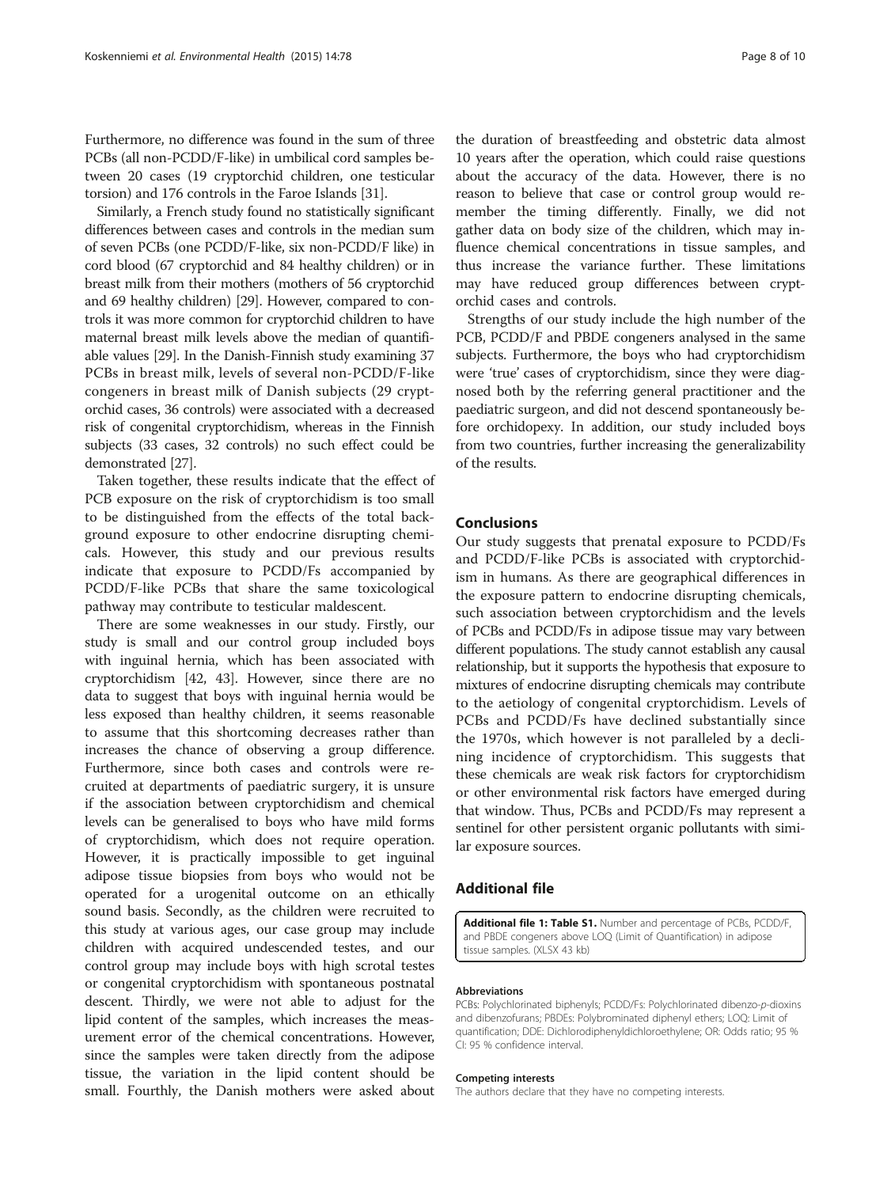Furthermore, no difference was found in the sum of three PCBs (all non-PCDD/F-like) in umbilical cord samples between 20 cases (19 cryptorchid children, one testicular torsion) and 176 controls in the Faroe Islands [31].

Similarly, a French study found no statistically significant differences between cases and controls in the median sum of seven PCBs (one PCDD/F-like, six non-PCDD/F like) in cord blood (67 cryptorchid and 84 healthy children) or in breast milk from their mothers (mothers of 56 cryptorchid and 69 healthy children) [29]. However, compared to controls it was more common for cryptorchid children to have maternal breast milk levels above the median of quantifiable values [29]. In the Danish-Finnish study examining 37 PCBs in breast milk, levels of several non-PCDD/F-like congeners in breast milk of Danish subjects (29 cryptorchid cases, 36 controls) were associated with a decreased risk of congenital cryptorchidism, whereas in the Finnish subjects (33 cases, 32 controls) no such effect could be demonstrated [27].

Taken together, these results indicate that the effect of PCB exposure on the risk of cryptorchidism is too small to be distinguished from the effects of the total background exposure to other endocrine disrupting chemicals. However, this study and our previous results indicate that exposure to PCDD/Fs accompanied by PCDD/F-like PCBs that share the same toxicological pathway may contribute to testicular maldescent.

There are some weaknesses in our study. Firstly, our study is small and our control group included boys with inguinal hernia, which has been associated with cryptorchidism [42, 43]. However, since there are no data to suggest that boys with inguinal hernia would be less exposed than healthy children, it seems reasonable to assume that this shortcoming decreases rather than increases the chance of observing a group difference. Furthermore, since both cases and controls were recruited at departments of paediatric surgery, it is unsure if the association between cryptorchidism and chemical levels can be generalised to boys who have mild forms of cryptorchidism, which does not require operation. However, it is practically impossible to get inguinal adipose tissue biopsies from boys who would not be operated for a urogenital outcome on an ethically sound basis. Secondly, as the children were recruited to this study at various ages, our case group may include children with acquired undescended testes, and our control group may include boys with high scrotal testes or congenital cryptorchidism with spontaneous postnatal descent. Thirdly, we were not able to adjust for the lipid content of the samples, which increases the measurement error of the chemical concentrations. However, since the samples were taken directly from the adipose tissue, the variation in the lipid content should be small. Fourthly, the Danish mothers were asked about the duration of breastfeeding and obstetric data almost 10 years after the operation, which could raise questions about the accuracy of the data. However, there is no reason to believe that case or control group would remember the timing differently. Finally, we did not gather data on body size of the children, which may influence chemical concentrations in tissue samples, and thus increase the variance further. These limitations may have reduced group differences between cryptorchid cases and controls.

Strengths of our study include the high number of the PCB, PCDD/F and PBDE congeners analysed in the same subjects. Furthermore, the boys who had cryptorchidism were 'true' cases of cryptorchidism, since they were diagnosed both by the referring general practitioner and the paediatric surgeon, and did not descend spontaneously before orchidopexy. In addition, our study included boys from two countries, further increasing the generalizability of the results.

## Conclusions

Our study suggests that prenatal exposure to PCDD/Fs and PCDD/F-like PCBs is associated with cryptorchidism in humans. As there are geographical differences in the exposure pattern to endocrine disrupting chemicals, such association between cryptorchidism and the levels of PCBs and PCDD/Fs in adipose tissue may vary between different populations. The study cannot establish any causal relationship, but it supports the hypothesis that exposure to mixtures of endocrine disrupting chemicals may contribute to the aetiology of congenital cryptorchidism. Levels of PCBs and PCDD/Fs have declined substantially since the 1970s, which however is not paralleled by a declining incidence of cryptorchidism. This suggests that these chemicals are weak risk factors for cryptorchidism or other environmental risk factors have emerged during that window. Thus, PCBs and PCDD/Fs may represent a sentinel for other persistent organic pollutants with similar exposure sources.

## Additional file

**Additional file 1: Table S1.** Number and percentage of PCBs, PCDD/F, and PBDE congeners above LOQ (Limit of Quantification) in adipose tissue samples. (XLSX 43 kb)

#### Abbreviations

PCBs: Polychlorinated biphenyls; PCDD/Fs: Polychlorinated dibenzo-*p*-dioxins and dibenzofurans; PBDEs: Polybrominated diphenyl ethers; LOQ: Limit of quantification; DDE: Dichlorodiphenyldichloroethylene; OR: Odds ratio; 95 % CI: 95 % confidence interval.

#### Competing interests

The authors declare that they have no competing interests.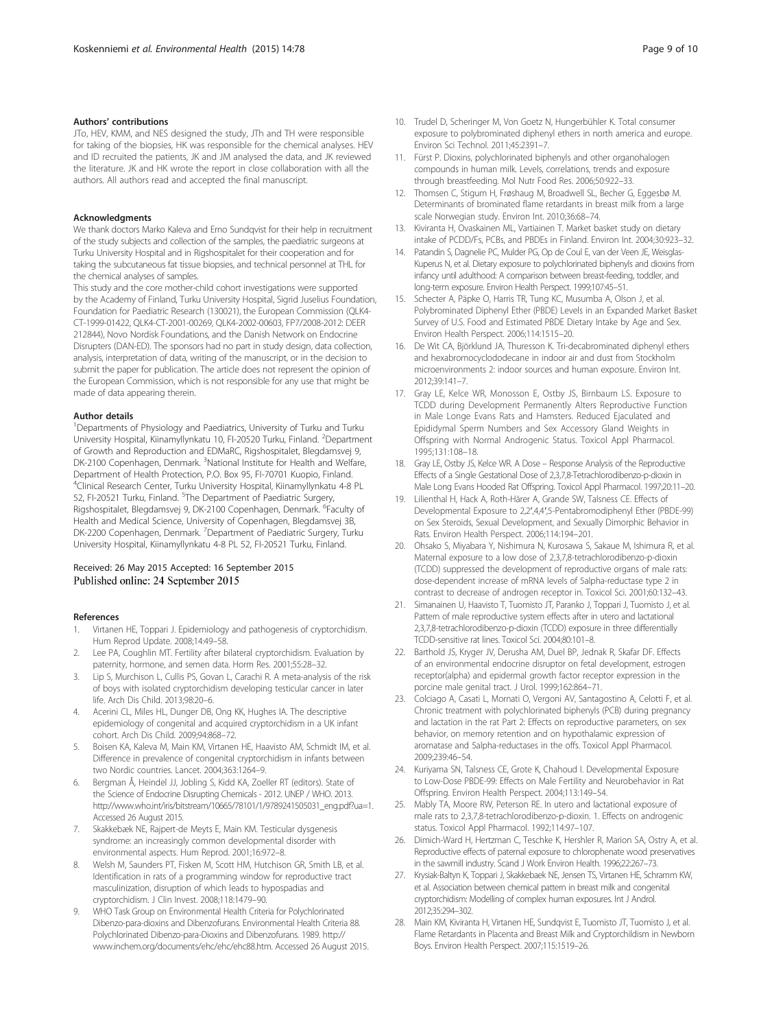#### Authors' contributions

JTo, HEV, KMM, and NES designed the study, JTh and TH were responsible for taking of the biopsies, HK was responsible for the chemical analyses. HEV and ID recruited the patients, JK and JM analysed the data, and JK reviewed the literature. JK and HK wrote the report in close collaboration with all the authors. All authors read and accepted the final manuscript.

#### Acknowledgments

We thank doctors Marko Kaleva and Erno Sundqvist for their help in recruitment of the study subjects and collection of the samples, the paediatric surgeons at Turku University Hospital and in Rigshospitalet for their cooperation and for taking the subcutaneous fat tissue biopsies, and technical personnel at THL for the chemical analyses of samples.

This study and the core mother-child cohort investigations were supported by the Academy of Finland, Turku University Hospital, Sigrid Juselius Foundation, Foundation for Paediatric Research (130021), the European Commission (QLK4-CT-1999-01422, QLK4-CT-2001-00269, QLK4-2002-00603, FP7/2008-2012: DEER 212844), Novo Nordisk Foundations, and the Danish Network on Endocrine Disrupters (DAN-ED). The sponsors had no part in study design, data collection, analysis, interpretation of data, writing of the manuscript, or in the decision to submit the paper for publication. The article does not represent the opinion of the European Commission, which is not responsible for any use that might be made of data appearing therein.

#### Author details

[1]Departments of Physiology and Paediatrics, University of Turku and Turku University Hospital, Kiinamyllynkatu 10, FI-20520 Turku, Finland. [2]Department of Growth and Reproduction and EDMaRC, Rigshospitalet, Blegdamsvej 9, DK-2100 Copenhagen, Denmark. [3]National Institute for Health and Welfare, Department of Health Protection, P.O. Box 95, FI-70701 Kuopio, Finland. [4]Clinical Research Center, Turku University Hospital, Kiinamyllynkatu 4-8 PL 52, FI-20521 Turku, Finland. [5]The Department of Paediatric Surgery, Rigshospitalet, Blegdamsvej 9, DK-2100 Copenhagen, Denmark. [6]Faculty of Health and Medical Science, University of Copenhagen, Blegdamsvej 3B, DK-2200 Copenhagen, Denmark. [7]Department of Paediatric Surgery, Turku University Hospital, Kiinamyllynkatu 4-8 PL 52, FI-20521 Turku, Finland.

Received: 26 May 2015 Accepted: 16 September 2015
Published online: 24 September 2015

#### References

1. Virtanen HE, Toppari J. Epidemiology and pathogenesis of cryptorchidism. Hum Reprod Update. 2008;14:49–58.
2. Lee PA, Coughlin MT. Fertility after bilateral cryptorchidism. Evaluation by paternity, hormone, and semen data. Horm Res. 2001;55:28–32.
3. Lip S, Murchison L, Cullis PS, Govan L, Carachi R. A meta-analysis of the risk of boys with isolated cryptorchidism developing testicular cancer in later life. Arch Dis Child. 2013;98:20–6.
4. Acerini CL, Miles HL, Dunger DB, Ong KK, Hughes IA. The descriptive epidemiology of congenital and acquired cryptorchidism in a UK infant cohort. Arch Dis Child. 2009;94:868–72.
5. Boisen KA, Kaleva M, Main KM, Virtanen HE, Haavisto AM, Schmidt IM, et al. Difference in prevalence of congenital cryptorchidism in infants between two Nordic countries. Lancet. 2004;363:1264–9.
6. Bergman Å, Heindel JJ, Jobling S, Kidd KA, Zoeller RT (editors). State of the Science of Endocrine Disrupting Chemicals - 2012. UNEP / WHO. 2013. http://www.who.int/iris/bitstream/10665/78101/1/9789241505031_eng.pdf?ua=1. Accessed 26 August 2015.
7. Skakkebæk NE, Rajpert-de Meyts E, Main KM. Testicular dysgenesis syndrome: an increasingly common developmental disorder with environmental aspects. Hum Reprod. 2001;16:972–8.
8. Welsh M, Saunders PT, Fisken M, Scott HM, Hutchison GR, Smith LB, et al. Identification in rats of a programming window for reproductive tract masculinization, disruption of which leads to hypospadias and cryptorchidism. J Clin Invest. 2008;118:1479–90.
9. WHO Task Group on Environmental Health Criteria for Polychlorinated Dibenzo-para-dioxins and Dibenzofurans. Environmental Health Criteria 88. Polychlorinated Dibenzo-para-Dioxins and Dibenzofurans. 1989. http://www.inchem.org/documents/ehc/ehc/ehc88.htm. Accessed 26 August 2015.
10. Trudel D, Scheringer M, Von Goetz N, Hungerbühler K. Total consumer exposure to polybrominated diphenyl ethers in north america and europe. Environ Sci Technol. 2011;45:2391–7.
11. Fürst P. Dioxins, polychlorinated biphenyls and other organohalogen compounds in human milk. Levels, correlations, trends and exposure through breastfeeding. Mol Nutr Food Res. 2006;50:922–33.
12. Thomsen C, Stigum H, Frøshaug M, Broadwell SL, Becher G, Eggesbø M. Determinants of brominated flame retardants in breast milk from a large scale Norwegian study. Environ Int. 2010;36:68–74.
13. Kiviranta H, Ovaskainen ML, Vartiainen T. Market basket study on dietary intake of PCDD/Fs, PCBs, and PBDEs in Finland. Environ Int. 2004;30:923–32.
14. Patandin S, Dagnelie PC, Mulder PG, Op de Coul E, van der Veen JE, Weisglas-Kuperus N, et al. Dietary exposure to polychlorinated biphenyls and dioxins from infancy until adulthood: A comparison between breast-feeding, toddler, and long-term exposure. Environ Health Perspect. 1999;107:45–51.
15. Schecter A, Päpke O, Harris TR, Tung KC, Musumba A, Olson J, et al. Polybrominated Diphenyl Ether (PBDE) Levels in an Expanded Market Basket Survey of U.S. Food and Estimated PBDE Dietary Intake by Age and Sex. Environ Health Perspect. 2006;114:1515–20.
16. De Wit CA, Björklund JA, Thuresson K. Tri-decabrominated diphenyl ethers and hexabromocyclododecane in indoor air and dust from Stockholm microenvironments 2: indoor sources and human exposure. Environ Int. 2012;39:141–7.
17. Gray LE, Kelce WR, Monosson E, Ostby JS, Birnbaum LS. Exposure to TCDD during Development Permanently Alters Reproductive Function in Male Longe Evans Rats and Hamsters. Reduced Ejaculated and Epididymal Sperm Numbers and Sex Accessory Gland Weights in Offspring with Normal Androgenic Status. Toxicol Appl Pharmacol. 1995;131:108–18.
18. Gray LE, Ostby JS, Kelce WR. A Dose – Response Analysis of the Reproductive Effects of a Single Gestational Dose of 2,3,7,8-Tetrachlorodibenzo-p-dioxin in Male Long Evans Hooded Rat Offspring. Toxicol Appl Pharmacol. 1997;20:11–20.
19. Lilienthal H, Hack A, Roth-Härer A, Grande SW, Talsness CE. Effects of Developmental Exposure to 2,2',4,4',5-Pentabromodiphenyl Ether (PBDE-99) on Sex Steroids, Sexual Development, and Sexually Dimorphic Behavior in Rats. Environ Health Perspect. 2006;114:194–201.
20. Ohsako S, Miyabara Y, Nishimura N, Kurosawa S, Sakaue M, Ishimura R, et al. Maternal exposure to a low dose of 2,3,7,8-tetrachlorodibenzo-p-dioxin (TCDD) suppressed the development of reproductive organs of male rats: dose-dependent increase of mRNA levels of 5alpha-reductase type 2 in contrast to decrease of androgen receptor in. Toxicol Sci. 2001;60:132–43.
21. Simanainen U, Haavisto T, Tuomisto JT, Paranko J, Toppari J, Tuomisto J, et al. Pattern of male reproductive system effects after in utero and lactational 2,3,7,8-tetrachlorodibenzo-p-dioxin (TCDD) exposure in three differentially TCDD-sensitive rat lines. Toxicol Sci. 2004;80:101–8.
22. Barthold JS, Kryger JV, Derusha AM, Duel BP, Jednak R, Skafar DF. Effects of an environmental endocrine disruptor on fetal development, estrogen receptor(alpha) and epidermal growth factor receptor expression in the porcine male genital tract. J Urol. 1999;162:864–71.
23. Colciago A, Casati L, Mornati O, Vergoni AV, Santagostino A, Celotti F, et al. Chronic treatment with polychlorinated biphenyls (PCB) during pregnancy and lactation in the rat Part 2: Effects on reproductive parameters, on sex behavior, on memory retention and on hypothalamic expression of aromatase and 5alpha-reductases in the offs. Toxicol Appl Pharmacol. 2009;239:46–54.
24. Kuriyama SN, Talsness CE, Grote K, Chahoud I. Developmental Exposure to Low-Dose PBDE-99: Effects on Male Fertility and Neurobehavior in Rat Offspring. Environ Health Perspect. 2004;113:149–54.
25. Mably TA, Moore RW, Peterson RE. In utero and lactational exposure of male rats to 2,3,7,8-tetrachlorodibenzo-p-dioxin. 1. Effects on androgenic status. Toxicol Appl Pharmacol. 1992;114:97–107.
26. Dimich-Ward H, Hertzman C, Teschke K, Hershler R, Marion SA, Ostry A, et al. Reproductive effects of paternal exposure to chlorophenate wood preservatives in the sawmill industry. Scand J Work Environ Health. 1996;22:267–73.
27. Krysiak-Baltyn K, Toppari J, Skakkebaek NE, Jensen TS, Virtanen HE, Schramm KW, et al. Association between chemical pattern in breast milk and congenital cryptorchidism: Modelling of complex human exposures. Int J Androl. 2012;35:294–302.
28. Main KM, Kiviranta H, Virtanen HE, Sundqvist E, Tuomisto JT, Tuomisto J, et al. Flame Retardants in Placenta and Breast Milk and Cryptorchildism in Newborn Boys. Environ Health Perspect. 2007;115:1519–26.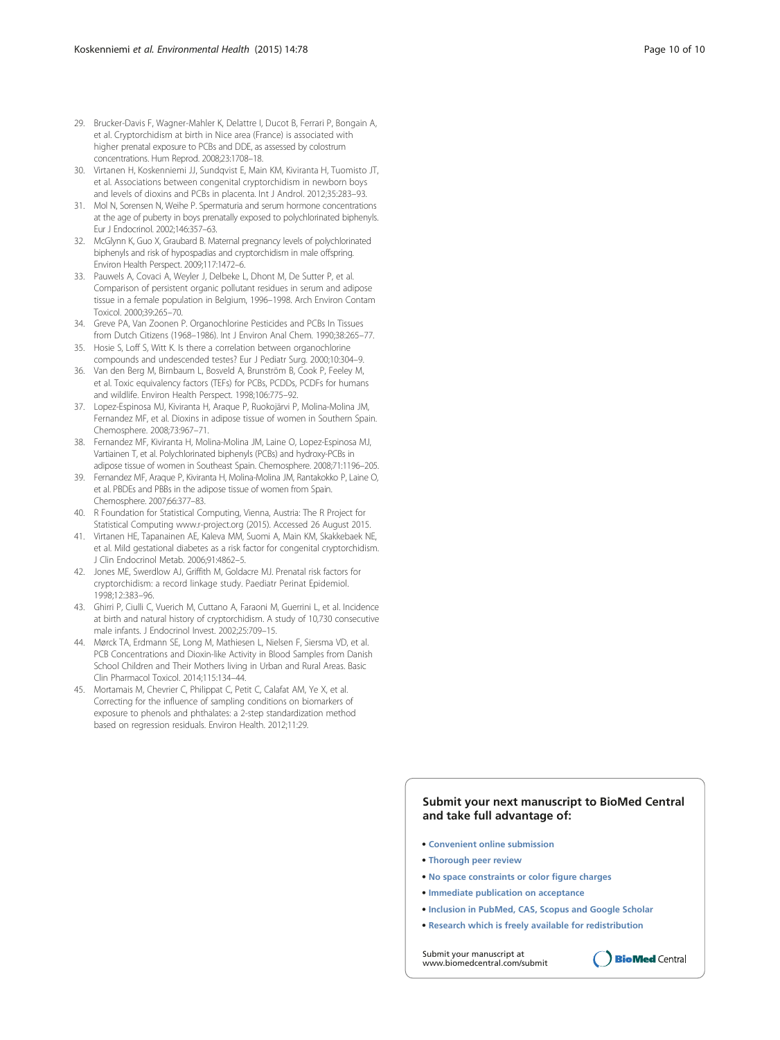29. Brucker-Davis F, Wagner-Mahler K, Delattre I, Ducot B, Ferrari P, Bongain A, et al. Cryptorchidism at birth in Nice area (France) is associated with higher prenatal exposure to PCBs and DDE, as assessed by colostrum concentrations. Hum Reprod. 2008;23:1708–18.
30. Virtanen H, Koskenniemi JJ, Sundqvist E, Main KM, Kiviranta H, Tuomisto JT, et al. Associations between congenital cryptorchidism in newborn boys and levels of dioxins and PCBs in placenta. Int J Androl. 2012;35:283–93.
31. Mol N, Sorensen N, Weihe P. Spermaturia and serum hormone concentrations at the age of puberty in boys prenatally exposed to polychlorinated biphenyls. Eur J Endocrinol. 2002;146:357–63.
32. McGlynn K, Guo X, Graubard B. Maternal pregnancy levels of polychlorinated biphenyls and risk of hypospadias and cryptorchidism in male offspring. Environ Health Perspect. 2009;117:1472–6.
33. Pauwels A, Covaci A, Weyler J, Delbeke L, Dhont M, De Sutter P, et al. Comparison of persistent organic pollutant residues in serum and adipose tissue in a female population in Belgium, 1996–1998. Arch Environ Contam Toxicol. 2000;39:265–70.
34. Greve PA, Van Zoonen P. Organochlorine Pesticides and PCBs In Tissues from Dutch Citizens (1968–1986). Int J Environ Anal Chem. 1990;38:265–77.
35. Hosie S, Loff S, Witt K. Is there a correlation between organochlorine compounds and undescended testes? Eur J Pediatr Surg. 2000;10:304–9.
36. Van den Berg M, Birnbaum L, Bosveld A, Brunström B, Cook P, Feeley M, et al. Toxic equivalency factors (TEFs) for PCBs, PCDDs, PCDFs for humans and wildlife. Environ Health Perspect. 1998;106:775–92.
37. Lopez-Espinosa MJ, Kiviranta H, Araque P, Ruokojärvi P, Molina-Molina JM, Fernandez MF, et al. Dioxins in adipose tissue of women in Southern Spain. Chemosphere. 2008;73:967–71.
38. Fernandez MF, Kiviranta H, Molina-Molina JM, Laine O, Lopez-Espinosa MJ, Vartiainen T, et al. Polychlorinated biphenyls (PCBs) and hydroxy-PCBs in adipose tissue of women in Southeast Spain. Chemosphere. 2008;71:1196–205.
39. Fernandez MF, Araque P, Kiviranta H, Molina-Molina JM, Rantakokko P, Laine O, et al. PBDEs and PBBs in the adipose tissue of women from Spain. Chemosphere. 2007;66:377–83.
40. R Foundation for Statistical Computing, Vienna, Austria: The R Project for Statistical Computing www.r-project.org (2015). Accessed 26 August 2015.
41. Virtanen HE, Tapanainen AE, Kaleva MM, Suomi A, Main KM, Skakkebaek NE, et al. Mild gestational diabetes as a risk factor for congenital cryptorchidism. J Clin Endocrinol Metab. 2006;91:4862–5.
42. Jones ME, Swerdlow AJ, Griffith M, Goldacre MJ. Prenatal risk factors for cryptorchidism: a record linkage study. Paediatr Perinat Epidemiol. 1998;12:383–96.
43. Ghirri P, Ciulli C, Vuerich M, Cuttano A, Faraoni M, Guerrini L, et al. Incidence at birth and natural history of cryptorchidism. A study of 10,730 consecutive male infants. J Endocrinol Invest. 2002;25:709–15.
44. Mørck TA, Erdmann SE, Long M, Mathiesen L, Nielsen F, Siersma VD, et al. PCB Concentrations and Dioxin-like Activity in Blood Samples from Danish School Children and Their Mothers living in Urban and Rural Areas. Basic Clin Pharmacol Toxicol. 2014;115:134–44.
45. Mortamais M, Chevrier C, Philippat C, Petit C, Calafat AM, Ye X, et al. Correcting for the influence of sampling conditions on biomarkers of exposure to phenols and phthalates: a 2-step standardization method based on regression residuals. Environ Health. 2012;11:29.

**Submit your next manuscript to BioMed Central and take full advantage of:**

- **Convenient online submission**
- **Thorough peer review**
- **No space constraints or color figure charges**
- **Immediate publication on acceptance**
- **Inclusion in PubMed, CAS, Scopus and Google Scholar**
- **Research which is freely available for redistribution**

Submit your manuscript at
www.biomedcentral.com/submit

BioMed Central